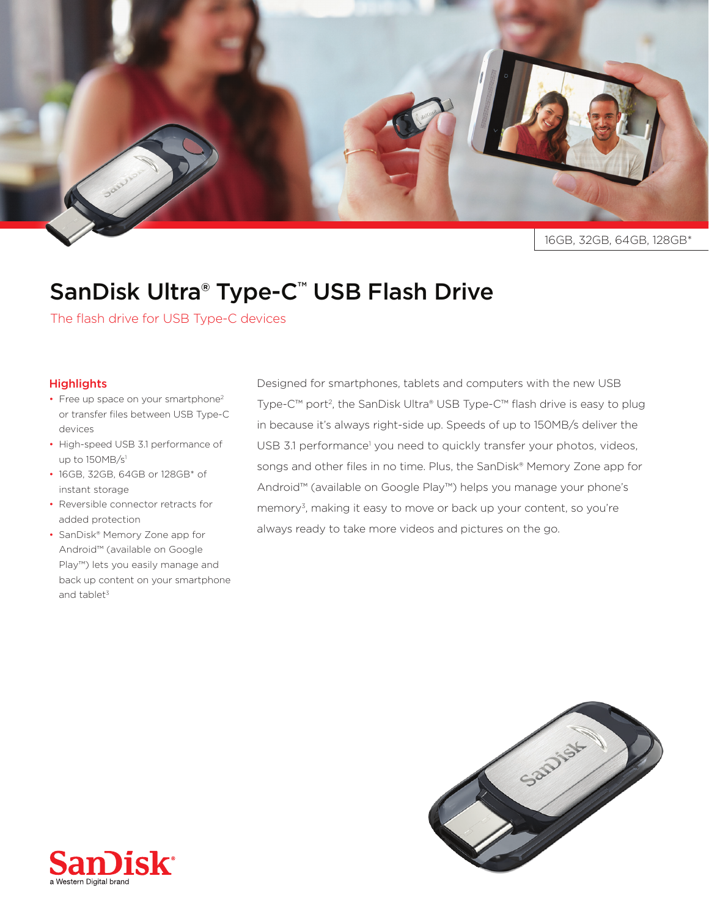16GB, 32GB, 64GB, 128GB*

# SanDisk Ultra® Type-C™ USB Flash Drive

The flash drive for USB Type-C devices

## Highlights

- Free up space on your smartphone[2] or transfer files between USB Type-C devices
- High-speed USB 3.1 performance of up to 150MB/s[1]
- 16GB, 32GB, 64GB or 128GB* of instant storage
- Reversible connector retracts for added protection
- SanDisk® Memory Zone app for Android™ (available on Google Play™) lets you easily manage and back up content on your smartphone and tablet[3]

Designed for smartphones, tablets and computers with the new USB Type-C™ port[2], the SanDisk Ultra® USB Type-C™ flash drive is easy to plug in because it's always right-side up. Speeds of up to 150MB/s deliver the USB 3.1 performance[1] you need to quickly transfer your photos, videos, songs and other files in no time. Plus, the SanDisk® Memory Zone app for Android™ (available on Google Play™) helps you manage your phone's memory[3], making it easy to move or back up your content, so you're always ready to take more videos and pictures on the go.

SanDisk®
a Western Digital brand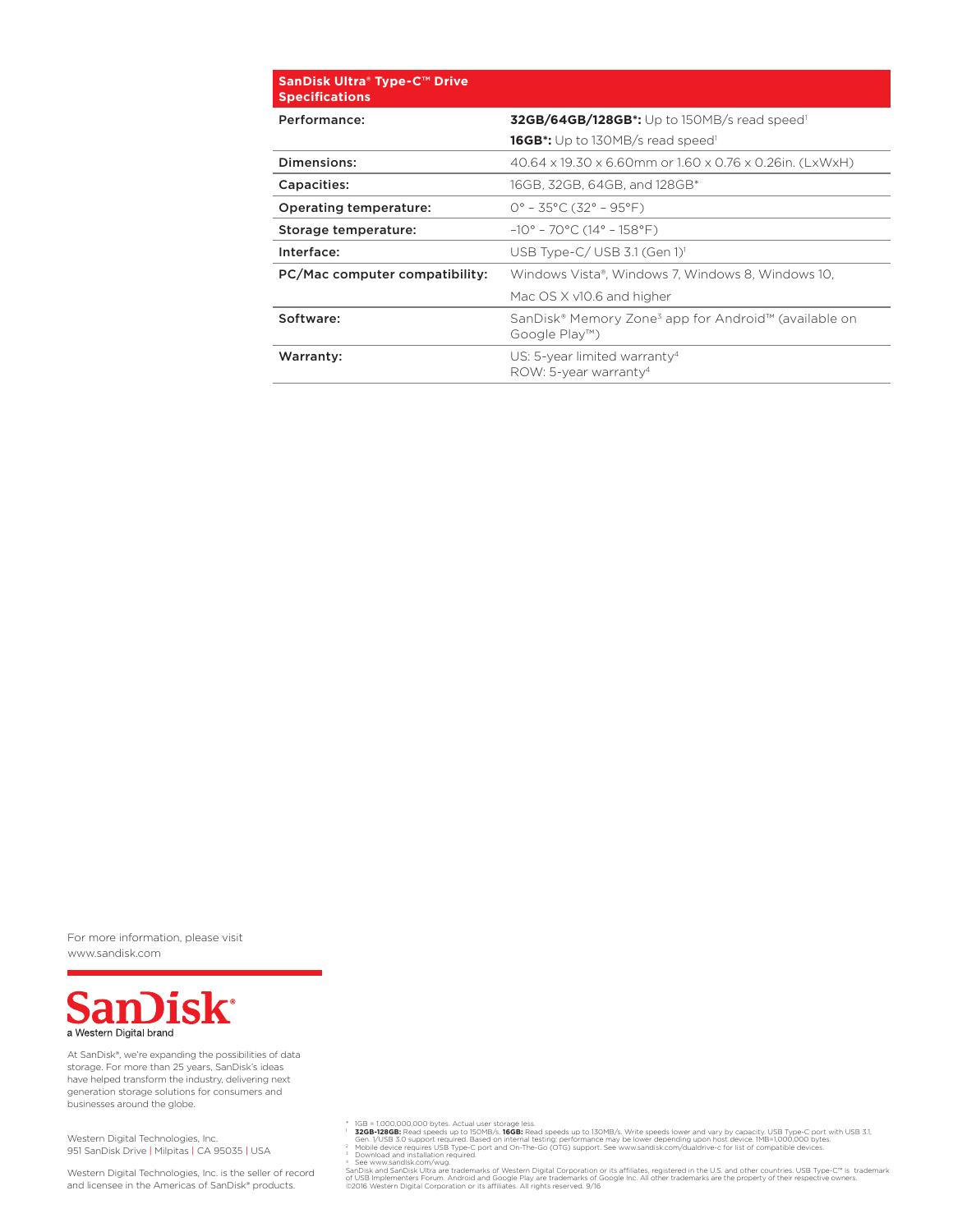| SanDisk Ultra® Type-C™ Drive Specifications | |
|---|---|
| Performance: | **32GB/64GB/128GB*:** Up to 150MB/s read speed[1]<br>**16GB*:** Up to 130MB/s read speed[1] |
| Dimensions: | 40.64 x 19.30 x 6.60mm or 1.60 x 0.76 x 0.26in. (LxWxH) |
| Capacities: | 16GB, 32GB, 64GB, and 128GB* |
| Operating temperature: | 0° – 35°C (32° – 95°F) |
| Storage temperature: | -10° – 70°C (14° – 158°F) |
| Interface: | USB Type-C/ USB 3.1 (Gen 1)[1] |
| PC/Mac computer compatibility: | Windows Vista®, Windows 7, Windows 8, Windows 10,<br>Mac OS X v10.6 and higher |
| Software: | SanDisk® Memory Zone[3] app for Android™ (available on Google Play™) |
| Warranty: | US: 5-year limited warranty[4]<br>ROW: 5-year warranty[4] |

For more information, please visit www.sandisk.com

**SanDisk®**
a Western Digital brand

At SanDisk®, we're expanding the possibilities of data storage. For more than 25 years, SanDisk's ideas have helped transform the industry, delivering next generation storage solutions for consumers and businesses around the globe.

Western Digital Technologies, Inc.
951 SanDisk Drive | Milpitas | CA 95035 | USA

Western Digital Technologies, Inc. is the seller of record and licensee in the Americas of SanDisk® products.

\* 1GB = 1,000,000,000 bytes. Actual user storage less.
[1] **32GB-128GB:** Read speeds up to 150MB/s. **16GB:** Read speeds up to 130MB/s. Write speeds lower and vary by capacity. USB Type-C port with USB 3.1, Gen. 1/USB 3.0 support required. Based on internal testing; performance may be lower depending upon host device. 1MB=1,000,000 bytes.
[2] Mobile device requires USB Type-C port and On-The-Go (OTG) support. See www.sandisk.com/dualdrive-c for list of compatible devices.
[3] Download and installation required.
[4] See www.sandisk.com/wug.
SanDisk and SanDisk Ultra are trademarks of Western Digital Corporation or its affiliates, registered in the U.S. and other countries. USB Type-C™ is trademark of USB Implementers Forum. Android and Google Play are trademarks of Google Inc. All other trademarks are the property of their respective owners.
©2016 Western Digital Corporation or its affiliates. All rights reserved. 9/16